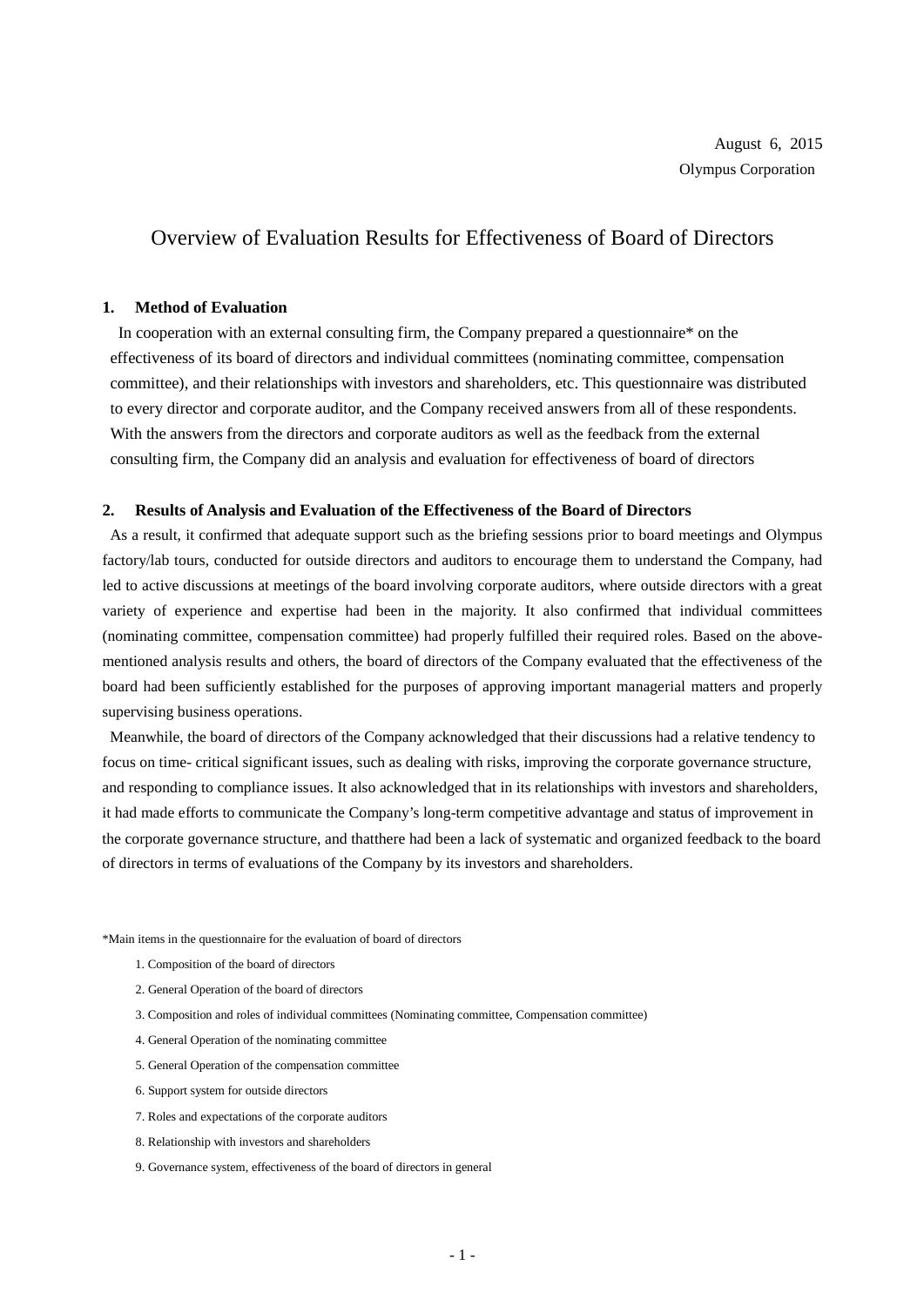August 6, 2015

Olympus Corporation

# Overview of Evaluation Results for Effectiveness of Board of Directors

## 1. Method of Evaluation

In cooperation with an external consulting firm, the Company prepared a questionnaire* on the effectiveness of its board of directors and individual committees (nominating committee, compensation committee), and their relationships with investors and shareholders, etc. This questionnaire was distributed to every director and corporate auditor, and the Company received answers from all of these respondents. With the answers from the directors and corporate auditors as well as the feedback from the external consulting firm, the Company did an analysis and evaluation for effectiveness of board of directors

## 2. Results of Analysis and Evaluation of the Effectiveness of the Board of Directors

As a result, it confirmed that adequate support such as the briefing sessions prior to board meetings and Olympus factory/lab tours, conducted for outside directors and auditors to encourage them to understand the Company, had led to active discussions at meetings of the board involving corporate auditors, where outside directors with a great variety of experience and expertise had been in the majority. It also confirmed that individual committees (nominating committee, compensation committee) had properly fulfilled their required roles. Based on the above-mentioned analysis results and others, the board of directors of the Company evaluated that the effectiveness of the board had been sufficiently established for the purposes of approving important managerial matters and properly supervising business operations.

Meanwhile, the board of directors of the Company acknowledged that their discussions had a relative tendency to focus on time- critical significant issues, such as dealing with risks, improving the corporate governance structure, and responding to compliance issues. It also acknowledged that in its relationships with investors and shareholders, it had made efforts to communicate the Company's long-term competitive advantage and status of improvement in the corporate governance structure, and thatthere had been a lack of systematic and organized feedback to the board of directors in terms of evaluations of the Company by its investors and shareholders.

*Main items in the questionnaire for the evaluation of board of directors

1. Composition of the board of directors
2. General Operation of the board of directors
3. Composition and roles of individual committees (Nominating committee, Compensation committee)
4. General Operation of the nominating committee
5. General Operation of the compensation committee
6. Support system for outside directors
7. Roles and expectations of the corporate auditors
8. Relationship with investors and shareholders
9. Governance system, effectiveness of the board of directors in general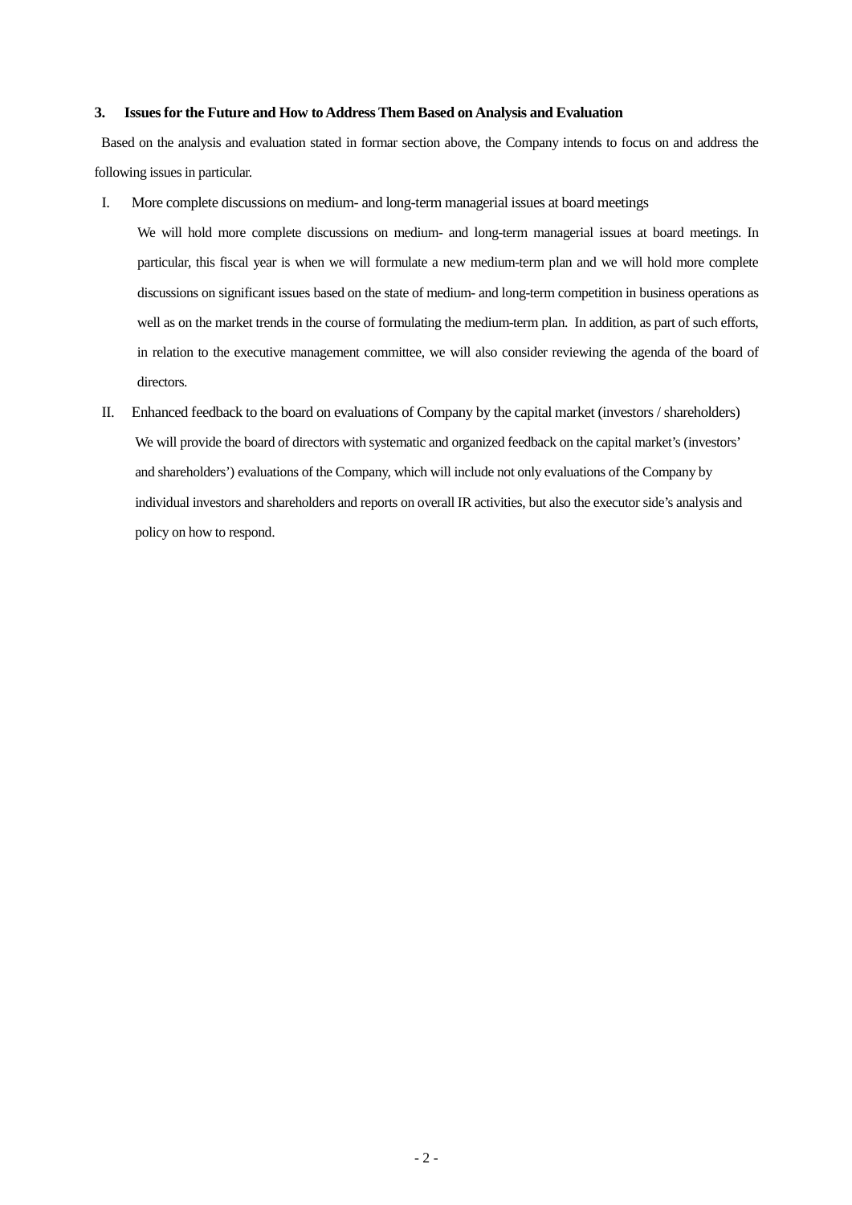### 3. Issues for the Future and How to Address Them Based on Analysis and Evaluation

Based on the analysis and evaluation stated in formar section above, the Company intends to focus on and address the following issues in particular.

I. More complete discussions on medium- and long-term managerial issues at board meetings

We will hold more complete discussions on medium- and long-term managerial issues at board meetings. In particular, this fiscal year is when we will formulate a new medium-term plan and we will hold more complete discussions on significant issues based on the state of medium- and long-term competition in business operations as well as on the market trends in the course of formulating the medium-term plan. In addition, as part of such efforts, in relation to the executive management committee, we will also consider reviewing the agenda of the board of directors.

II. Enhanced feedback to the board on evaluations of Company by the capital market (investors / shareholders)

We will provide the board of directors with systematic and organized feedback on the capital market's (investors' and shareholders') evaluations of the Company, which will include not only evaluations of the Company by individual investors and shareholders and reports on overall IR activities, but also the executor side's analysis and policy on how to respond.